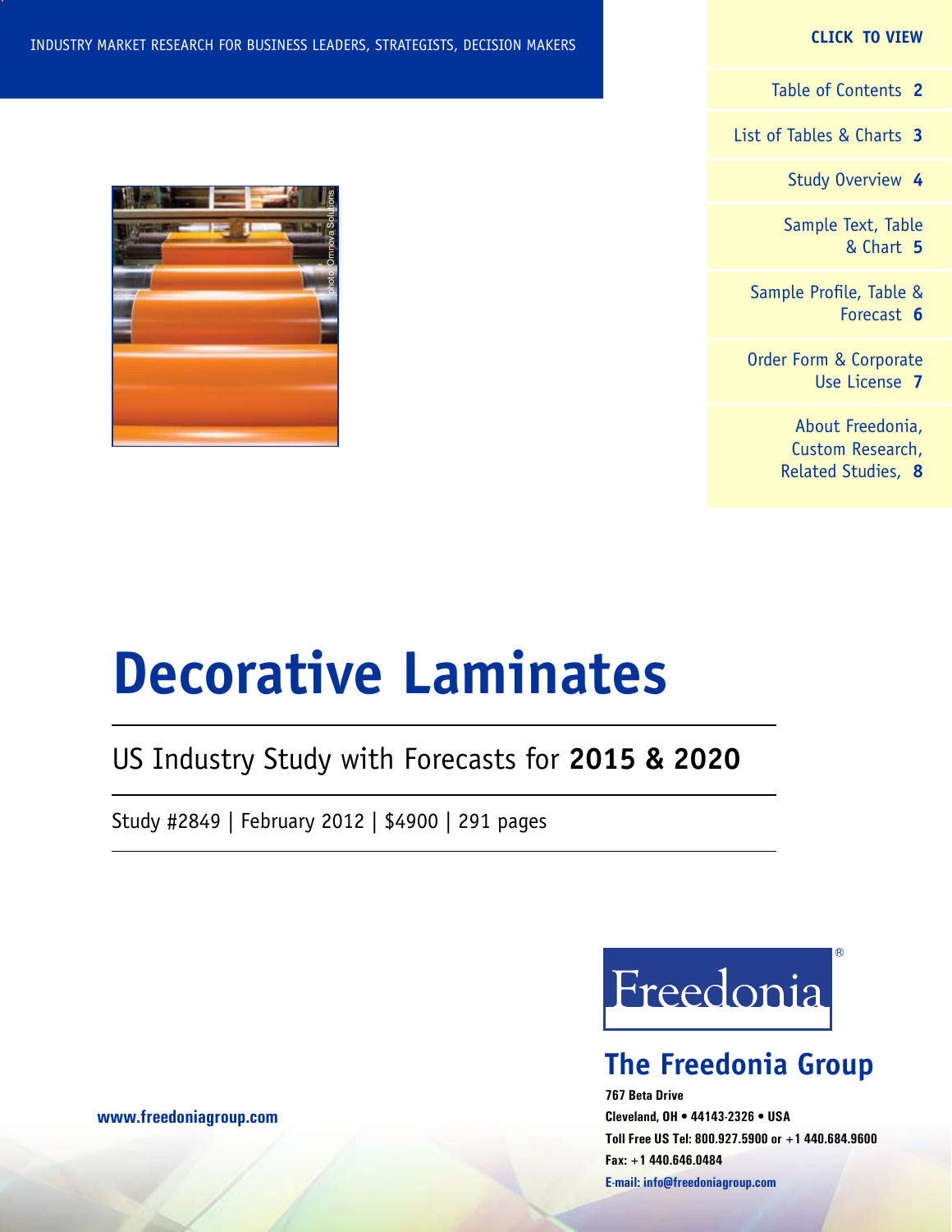INDUSTRY MARKET RESEARCH FOR BUSINESS LEADERS, STRATEGISTS, DECISION MAKERS

**CLICK TO VIEW**

- Table of Contents **2**
- List of Tables & Charts **3**
- Study Overview **4**
- Sample Text, Table & Chart **5**
- Sample Profile, Table & Forecast **6**
- Order Form & Corporate Use License **7**
- About Freedonia, Custom Research, Related Studies, **8**

photo: Omnova Solutions

# Decorative Laminates

## US Industry Study with Forecasts for **2015 & 2020**

Study #2849 | February 2012 | $4900 | 291 pages

**www.freedoniagroup.com**

Freedonia®

## The Freedonia Group

**767 Beta Drive**
**Cleveland, OH • 44143-2326 • USA**
**Toll Free US Tel: 800.927.5900 or +1 440.684.9600**
**Fax: +1 440.646.0484**
**E-mail: info@freedoniagroup.com**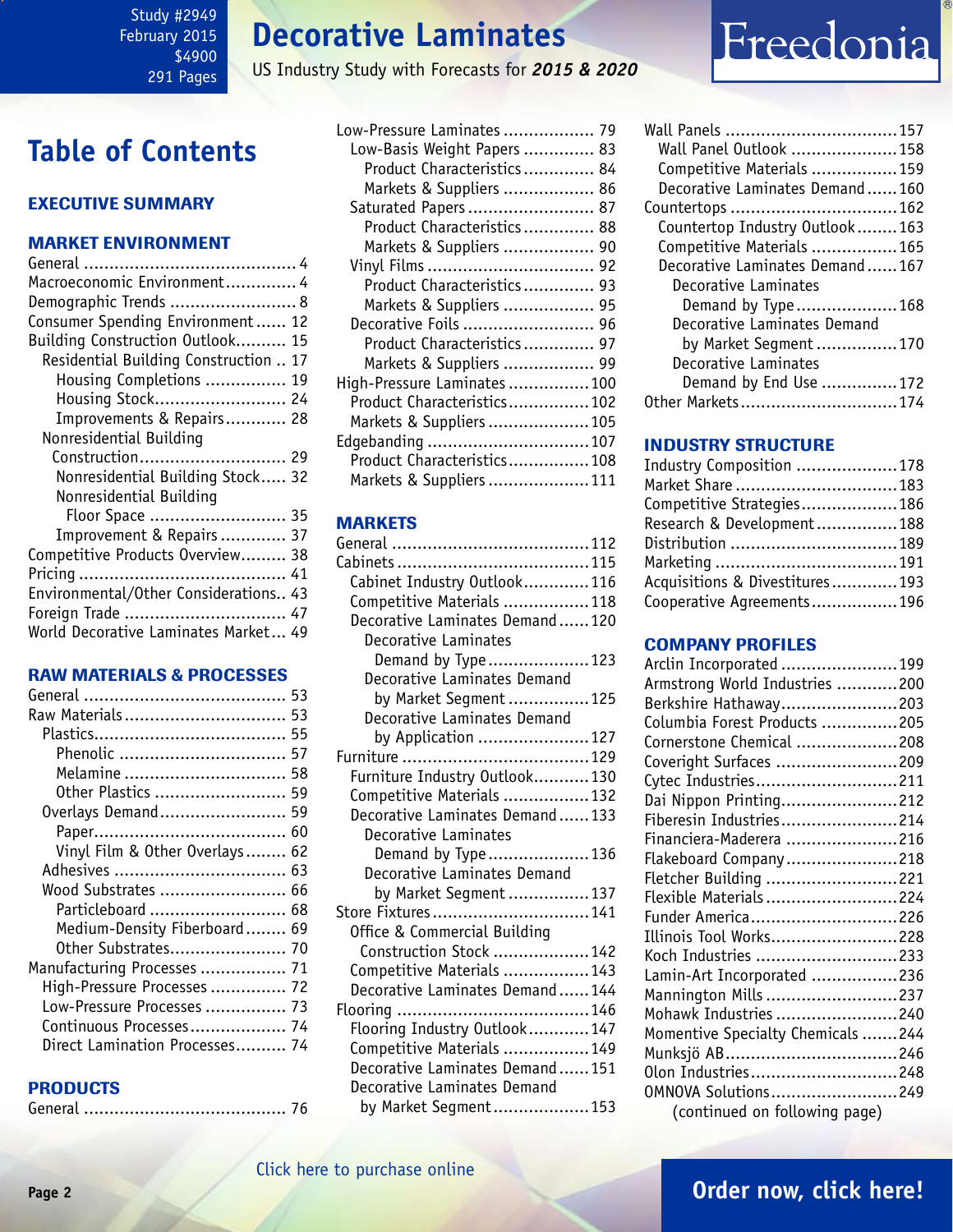Study #2949
February 2015
$4900
291 Pages

# Decorative Laminates

US Industry Study with Forecasts for ***2015 & 2020***

Freedonia

## Table of Contents

### EXECUTIVE SUMMARY

### MARKET ENVIRONMENT

General .......................................... 4
Macroeconomic Environment.............. 4
Demographic Trends ......................... 8
Consumer Spending Environment ...... 12
Building Construction Outlook.......... 15
  Residential Building Construction .. 17
    Housing Completions ................ 19
    Housing Stock.......................... 24
    Improvements & Repairs............ 28
  Nonresidential Building Construction............................ 29
    Nonresidential Building Stock..... 32
    Nonresidential Building Floor Space ........................... 35
    Improvement & Repairs ............. 37
Competitive Products Overview......... 38
Pricing ........................................ 41
Environmental/Other Considerations.. 43
Foreign Trade ................................ 47
World Decorative Laminates Market... 49

### RAW MATERIALS & PROCESSES

General ........................................ 53
Raw Materials................................ 53
  Plastics...................................... 55
    Phenolic ................................. 57
    Melamine ................................ 58
    Other Plastics .......................... 59
  Overlays Demand......................... 59
    Paper...................................... 60
    Vinyl Film & Other Overlays........ 62
  Adhesives .................................. 63
  Wood Substrates ......................... 66
    Particleboard ........................... 68
    Medium-Density Fiberboard........ 69
    Other Substrates....................... 70
Manufacturing Processes ................. 71
  High-Pressure Processes ............... 72
  Low-Pressure Processes ................ 73
  Continuous Processes................... 74
  Direct Lamination Processes.......... 74

### PRODUCTS

General ........................................ 76
Low-Pressure Laminates .................. 79
  Low-Basis Weight Papers .............. 83
    Product Characteristics.............. 84
    Markets & Suppliers .................. 86
  Saturated Papers ......................... 87
    Product Characteristics.............. 88
    Markets & Suppliers .................. 90
  Vinyl Films ................................. 92
    Product Characteristics.............. 93
    Markets & Suppliers .................. 95
  Decorative Foils .......................... 96
    Product Characteristics.............. 97
    Markets & Suppliers .................. 99
High-Pressure Laminates ................100
  Product Characteristics................102
  Markets & Suppliers ....................105
Edgebanding ................................107
  Product Characteristics................108
  Markets & Suppliers ....................111

### MARKETS

General .......................................112
Cabinets ......................................115
  Cabinet Industry Outlook.............116
  Competitive Materials .................118
  Decorative Laminates Demand......120
    Decorative Laminates Demand by Type....................123
    Decorative Laminates Demand by Market Segment ................125
    Decorative Laminates Demand by Application ......................127
Furniture .....................................129
  Furniture Industry Outlook...........130
  Competitive Materials .................132
  Decorative Laminates Demand......133
    Decorative Laminates Demand by Type....................136
    Decorative Laminates Demand by Market Segment ................137
Store Fixtures...............................141
  Office & Commercial Building Construction Stock ...................142
  Competitive Materials .................143
  Decorative Laminates Demand......144
Flooring ......................................146
  Flooring Industry Outlook............147
  Competitive Materials .................149
  Decorative Laminates Demand......151
  Decorative Laminates Demand by Market Segment...................153
Wall Panels .................................157
  Wall Panel Outlook .....................158
  Competitive Materials .................159
  Decorative Laminates Demand......160
Countertops .................................162
  Countertop Industry Outlook........163
  Competitive Materials .................165
  Decorative Laminates Demand......167
    Decorative Laminates Demand by Type...................168
    Decorative Laminates Demand by Market Segment ................170
    Decorative Laminates Demand by End Use ...............172
Other Markets...............................174

### INDUSTRY STRUCTURE

Industry Composition ....................178
Market Share ................................183
Competitive Strategies...................186
Research & Development................188
Distribution .................................189
Marketing ....................................191
Acquisitions & Divestitures.............193
Cooperative Agreements.................196

### COMPANY PROFILES

Arclin Incorporated .......................199
Armstrong World Industries ............200
Berkshire Hathaway.......................203
Columbia Forest Products ...............205
Cornerstone Chemical ....................208
Coveright Surfaces ........................209
Cytec Industries............................211
Dai Nippon Printing.......................212
Fiberesin Industries.......................214
Financiera-Maderera .....................216
Flakeboard Company......................218
Fletcher Building ..........................221
Flexible Materials .........................224
Funder America.............................226
Illinois Tool Works.........................228
Koch Industries ............................233
Lamin-Art Incorporated .................236
Mannington Mills ..........................237
Mohawk Industries ........................240
Momentive Specialty Chemicals .......244
Munksjö AB..................................246
Olon Industries.............................248
OMNOVA Solutions.........................249
(continued on following page)

Click here to purchase online

**Order now, click here!**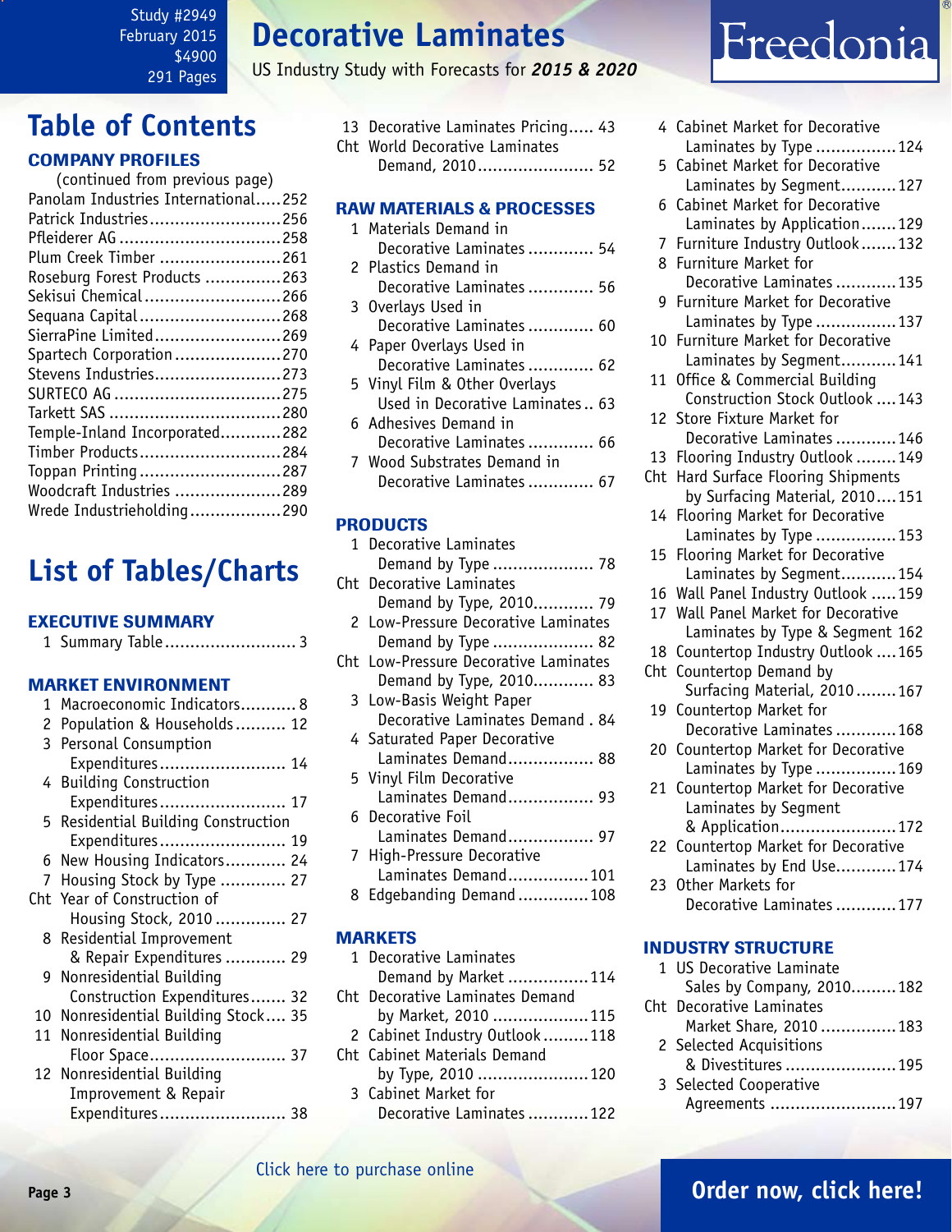Study #2949
February 2015
$4900
291 Pages

# Decorative Laminates

US Industry Study with Forecasts for *2015 & 2020*

Freedonia

## Table of Contents

### COMPANY PROFILES

(continued from previous page)

Panolam Industries International.....252
Patrick Industries..........................256
Pfleiderer AG................................258
Plum Creek Timber ........................261
Roseburg Forest Products ...............263
Sekisui Chemical...........................266
Sequana Capital............................268
SierraPine Limited.........................269
Spartech Corporation.....................270
Stevens Industries.........................273
SURTECO AG.................................275
Tarkett SAS ..................................280
Temple-Inland Incorporated............282
Timber Products............................284
Toppan Printing............................287
Woodcraft Industries .....................289
Wrede Industrieholding..................290

## List of Tables/Charts

### EXECUTIVE SUMMARY

1 Summary Table.......................... 3

### MARKET ENVIRONMENT

1 Macroeconomic Indicators........... 8
2 Population & Households.......... 12
3 Personal Consumption Expenditures......................... 14
4 Building Construction Expenditures......................... 17
5 Residential Building Construction Expenditures......................... 19
6 New Housing Indicators............ 24
7 Housing Stock by Type ............. 27
Cht Year of Construction of Housing Stock, 2010 .............. 27
8 Residential Improvement & Repair Expenditures ............ 29
9 Nonresidential Building Construction Expenditures....... 32
10 Nonresidential Building Stock.... 35
11 Nonresidential Building Floor Space........................... 37
12 Nonresidential Building Improvement & Repair Expenditures......................... 38
13 Decorative Laminates Pricing..... 43
Cht World Decorative Laminates Demand, 2010....................... 52

### RAW MATERIALS & PROCESSES

1 Materials Demand in Decorative Laminates ............. 54
2 Plastics Demand in Decorative Laminates ............. 56
3 Overlays Used in Decorative Laminates ............. 60
4 Paper Overlays Used in Decorative Laminates ............. 62
5 Vinyl Film & Other Overlays Used in Decorative Laminates.. 63
6 Adhesives Demand in Decorative Laminates ............. 66
7 Wood Substrates Demand in Decorative Laminates ............. 67

### PRODUCTS

1 Decorative Laminates Demand by Type .................... 78
Cht Decorative Laminates Demand by Type, 2010............ 79
2 Low-Pressure Decorative Laminates Demand by Type .................... 82
Cht Low-Pressure Decorative Laminates Demand by Type, 2010............ 83
3 Low-Basis Weight Paper Decorative Laminates Demand . 84
4 Saturated Paper Decorative Laminates Demand................. 88
5 Vinyl Film Decorative Laminates Demand................. 93
6 Decorative Foil Laminates Demand................. 97
7 High-Pressure Decorative Laminates Demand................101
8 Edgebanding Demand..............108

### MARKETS

1 Decorative Laminates Demand by Market ................114
Cht Decorative Laminates Demand by Market, 2010 ...................115
2 Cabinet Industry Outlook.........118
Cht Cabinet Materials Demand by Type, 2010 ......................120
3 Cabinet Market for Decorative Laminates ............122
4 Cabinet Market for Decorative Laminates by Type ................124
5 Cabinet Market for Decorative Laminates by Segment...........127
6 Cabinet Market for Decorative Laminates by Application.......129
7 Furniture Industry Outlook.......132
8 Furniture Market for Decorative Laminates ............135
9 Furniture Market for Decorative Laminates by Type ................137
10 Furniture Market for Decorative Laminates by Segment...........141
11 Office & Commercial Building Construction Stock Outlook ....143
12 Store Fixture Market for Decorative Laminates ............146
13 Flooring Industry Outlook ........149
Cht Hard Surface Flooring Shipments by Surfacing Material, 2010....151
14 Flooring Market for Decorative Laminates by Type ................153
15 Flooring Market for Decorative Laminates by Segment...........154
16 Wall Panel Industry Outlook .....159
17 Wall Panel Market for Decorative Laminates by Type & Segment 162
18 Countertop Industry Outlook ....165
Cht Countertop Demand by Surfacing Material, 2010........167
19 Countertop Market for Decorative Laminates ............168
20 Countertop Market for Decorative Laminates by Type ................169
21 Countertop Market for Decorative Laminates by Segment & Application.......................172
22 Countertop Market for Decorative Laminates by End Use............174
23 Other Markets for Decorative Laminates ............177

### INDUSTRY STRUCTURE

1 US Decorative Laminate Sales by Company, 2010.........182
Cht Decorative Laminates Market Share, 2010 ...............183
2 Selected Acquisitions & Divestitures ......................195
3 Selected Cooperative Agreements .........................197

Click here to purchase online

Order now, click here!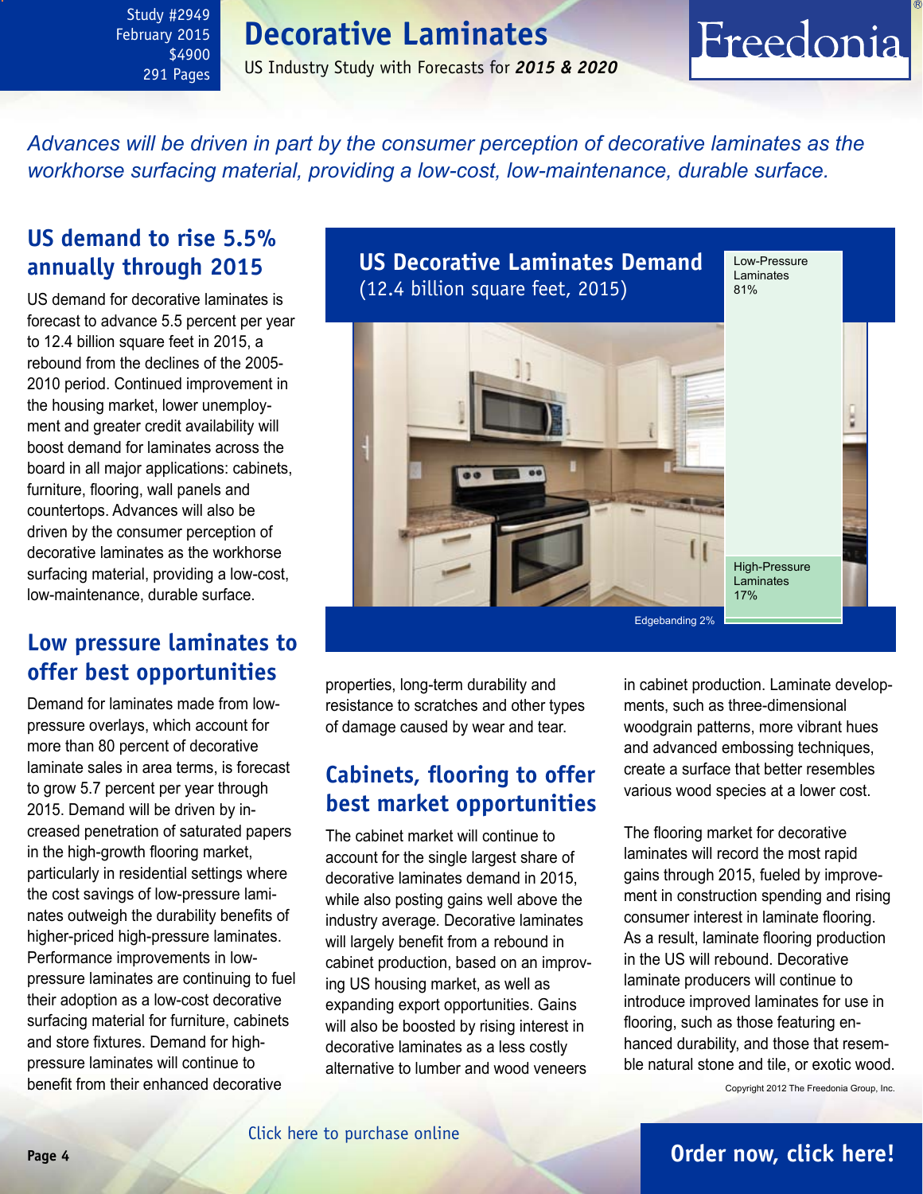Study #2949
February 2015
$4900
291 Pages

# Decorative Laminates

US Industry Study with Forecasts for ***2015 & 2020***

*Advances will be driven in part by the consumer perception of decorative laminates as the workhorse surfacing material, providing a low-cost, low-maintenance, durable surface.*

## US demand to rise 5.5% annually through 2015

US demand for decorative laminates is forecast to advance 5.5 percent per year to 12.4 billion square feet in 2015, a rebound from the declines of the 2005-2010 period. Continued improvement in the housing market, lower unemployment and greater credit availability will boost demand for laminates across the board in all major applications: cabinets, furniture, flooring, wall panels and countertops. Advances will also be driven by the consumer perception of decorative laminates as the workhorse surfacing material, providing a low-cost, low-maintenance, durable surface.

**US Decorative Laminates Demand**
(12.4 billion square feet, 2015)

- Low-Pressure Laminates 81%
- High-Pressure Laminates 17%
- Edgebanding 2%

## Low pressure laminates to offer best opportunities

Demand for laminates made from low-pressure overlays, which account for more than 80 percent of decorative laminate sales in area terms, is forecast to grow 5.7 percent per year through 2015. Demand will be driven by increased penetration of saturated papers in the high-growth flooring market, particularly in residential settings where the cost savings of low-pressure laminates outweigh the durability benefits of higher-priced high-pressure laminates. Performance improvements in low-pressure laminates are continuing to fuel their adoption as a low-cost decorative surfacing material for furniture, cabinets and store fixtures. Demand for high-pressure laminates will continue to benefit from their enhanced decorative properties, long-term durability and resistance to scratches and other types of damage caused by wear and tear.

## Cabinets, flooring to offer best market opportunities

The cabinet market will continue to account for the single largest share of decorative laminates demand in 2015, while also posting gains well above the industry average. Decorative laminates will largely benefit from a rebound in cabinet production, based on an improving US housing market, as well as expanding export opportunities. Gains will also be boosted by rising interest in decorative laminates as a less costly alternative to lumber and wood veneers in cabinet production. Laminate developments, such as three-dimensional woodgrain patterns, more vibrant hues and advanced embossing techniques, create a surface that better resembles various wood species at a lower cost.

The flooring market for decorative laminates will record the most rapid gains through 2015, fueled by improvement in construction spending and rising consumer interest in laminate flooring. As a result, laminate flooring production in the US will rebound. Decorative laminate producers will continue to introduce improved laminates for use in flooring, such as those featuring enhanced durability, and those that resemble natural stone and tile, or exotic wood.

Copyright 2012 The Freedonia Group, Inc.

Click here to purchase online

**Order now, click here!**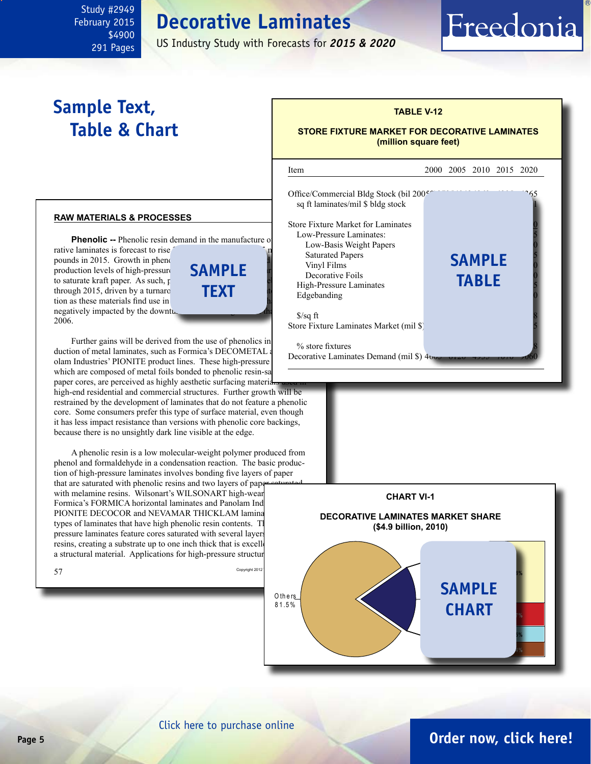Study #2949
February 2015
$4900
291 Pages

# Decorative Laminates

US Industry Study with Forecasts for ***2015 & 2020***

## Sample Text, Table & Chart

**TABLE V-12**

**STORE FIXTURE MARKET FOR DECORATIVE LAMINATES**
**(million square feet)**

| Item | 2000 | 2005 | 2010 | 2015 | 2020 |
|---|---|---|---|---|---|
| Office/Commercial Bldg Stock (bil 2005 | | | | | 365 |
| sq ft laminates/mil $ bldg stock | | | | | 1 |
| | | | | | |
| Store Fixture Market for Laminates | | | | | 0 |
| Low-Pressure Laminates: | | | | | 5 |
| Low-Basis Weight Papers | | | | | 0 |
| Saturated Papers | | | | | 5 |
| Vinyl Films | | | | | 0 |
| Decorative Foils | | | | | 0 |
| High-Pressure Laminates | | | | | 5 |
| Edgebanding | | | | | 0 |
| | | | | | |
| $/sq ft | | | | | 8 |
| Store Fixture Laminates Market (mil $) | | | | | 5 |
| | | | | | |
| % store fixtures | | | | | 8 |
| Decorative Laminates Demand (mil $) | 4665 | 6120 | 4955 | 7070 | 9060 |

SAMPLE TABLE

**RAW MATERIALS & PROCESSES**

**Phenolic --** Phenolic resin demand in the manufacture of decorative laminates is forecast to rise ... pounds in 2015. Growth in phenolic ... production levels of high-pressure ... to saturate kraft paper. As such, ... through 2015, driven by a turnaround ... tion as these materials find use in ... negatively impacted by the downturn ... 2006.

SAMPLE TEXT

Further gains will be derived from the use of phenolics in ... duction of metal laminates, such as Formica's DECOMETAL a... olam Industries' PIONITE product lines. These high-pressure ... which are composed of metal foils bonded to phenolic resin-sa... paper cores, are perceived as highly aesthetic surfacing materials used in high-end residential and commercial structures. Further growth will be restrained by the development of laminates that do not feature a phenolic core. Some consumers prefer this type of surface material, even though it has less impact resistance than versions with phenolic core backings, because there is no unsightly dark line visible at the edge.

A phenolic resin is a low molecular-weight polymer produced from phenol and formaldehyde in a condensation reaction. The basic production of high-pressure laminates involves bonding five layers of paper that are saturated with phenolic resins and two layers of paper saturated with melamine resins. Wilsonart's WILSONART high-wear ... Formica's FORMICA horizontal laminates and Panolam Ind... PIONITE DECOCOR and NEVAMAR THICKLAM lamina... types of laminates that have high phenolic resin contents. Th... pressure laminates feature cores saturated with several layers... resins, creating a substrate up to one inch thick that is excell... a structural material. Applications for high-pressure structur...

57 Copyright 2012

**CHART VI-1**

**DECORATIVE LAMINATES MARKET SHARE**
**($4.9 billion, 2010)**

Others 81.5%

SAMPLE CHART

Click here to purchase online

**Order now, click here!**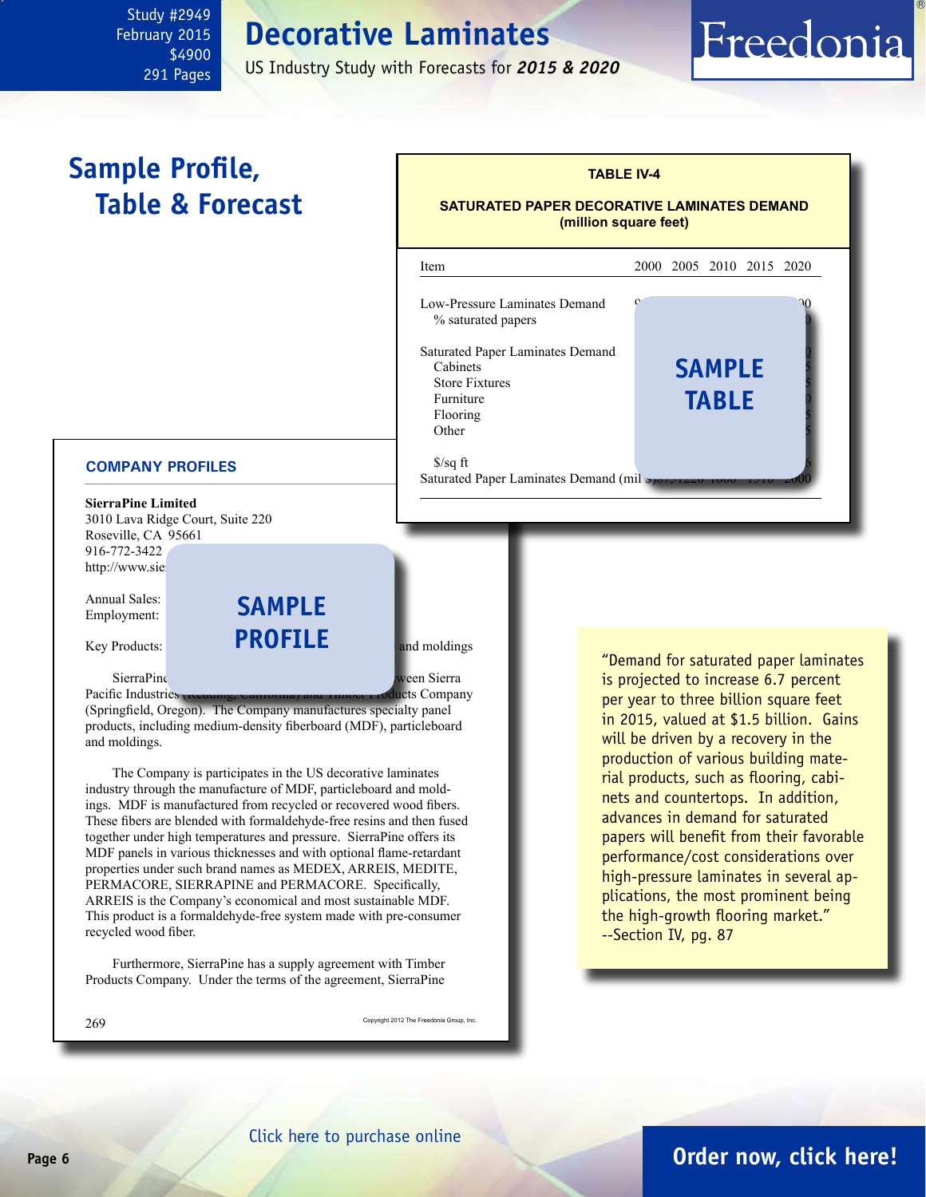Study #2949
February 2015
$4900
291 Pages

# Decorative Laminates

US Industry Study with Forecasts for ***2015 & 2020***

## Sample Profile, Table & Forecast

**TABLE IV-4**

**SATURATED PAPER DECORATIVE LAMINATES DEMAND**
**(million square feet)**

| Item | 2000 | 2005 | 2010 | 2015 | 2020 |
|---|---|---|---|---|---|
| Low-Pressure Laminates Demand | | | | | |
| % saturated papers | | | | | |
| Saturated Paper Laminates Demand | | | | | |
| Cabinets | | | | | |
| Store Fixtures | | | | | |
| Furniture | | | | | |
| Flooring | | | | | |
| Other | | | | | |
| $/sq ft | | | | | |
| Saturated Paper Laminates Demand (mil $) | | | | | |

SAMPLE TABLE

### COMPANY PROFILES

**SierraPine Limited**
3010 Lava Ridge Court, Suite 220
Roseville, CA 95661
916-772-3422
http://www.sie

Annual Sales:
Employment:

Key Products: and moldings

SAMPLE PROFILE

SierraPine ween Sierra Pacific Industries oducts Company (Springfield, Oregon). The Company manufactures specialty panel products, including medium-density fiberboard (MDF), particleboard and moldings.

The Company is participates in the US decorative laminates industry through the manufacture of MDF, particleboard and moldings. MDF is manufactured from recycled or recovered wood fibers. These fibers are blended with formaldehyde-free resins and then fused together under high temperatures and pressure. SierraPine offers its MDF panels in various thicknesses and with optional flame-retardant properties under such brand names as MEDEX, ARREIS, MEDITE, PERMACORE, SIERRAPINE and PERMACORE. Specifically, ARREIS is the Company's economical and most sustainable MDF. This product is a formaldehyde-free system made with pre-consumer recycled wood fiber.

Furthermore, SierraPine has a supply agreement with Timber Products Company. Under the terms of the agreement, SierraPine

269 Copyright 2012 The Freedonia Group, Inc.

"Demand for saturated paper laminates is projected to increase 6.7 percent per year to three billion square feet in 2015, valued at $1.5 billion. Gains will be driven by a recovery in the production of various building material products, such as flooring, cabinets and countertops. In addition, advances in demand for saturated papers will benefit from their favorable performance/cost considerations over high-pressure laminates in several applications, the most prominent being the high-growth flooring market."
--Section IV, pg. 87

Click here to purchase online

**Order now, click here!**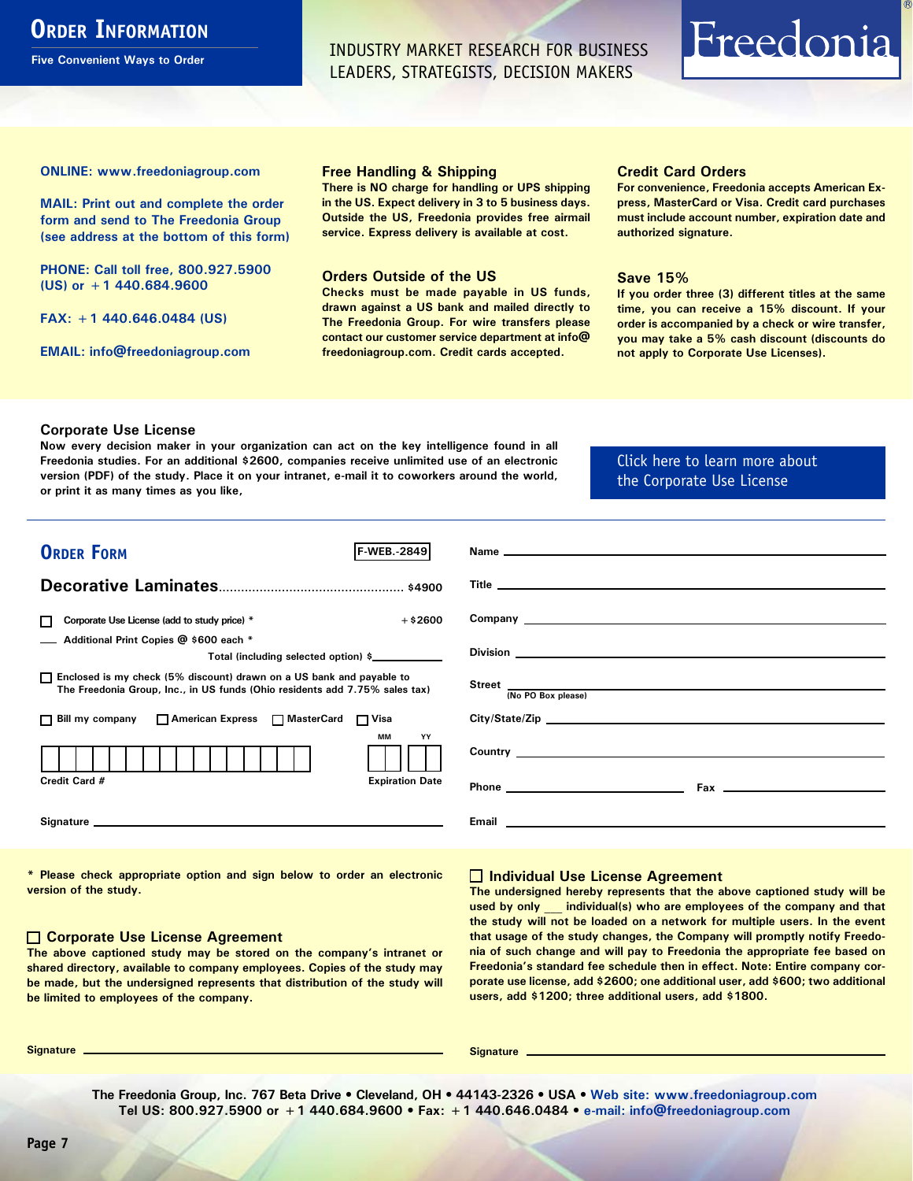# Order Information

**Five Convenient Ways to Order**

INDUSTRY MARKET RESEARCH FOR BUSINESS LEADERS, STRATEGISTS, DECISION MAKERS

Freedonia®

**ONLINE: www.freedoniagroup.com**

**MAIL: Print out and complete the order form and send to The Freedonia Group (see address at the bottom of this form)**

**PHONE: Call toll free, 800.927.5900 (US) or +1 440.684.9600**

**FAX: +1 440.646.0484 (US)**

**EMAIL: info@freedoniagroup.com**

### Free Handling & Shipping

There is NO charge for handling or UPS shipping in the US. Expect delivery in 3 to 5 business days. Outside the US, Freedonia provides free airmail service. Express delivery is available at cost.

### Orders Outside of the US

Checks must be made payable in US funds, drawn against a US bank and mailed directly to The Freedonia Group. For wire transfers please contact our customer service department at info@freedoniagroup.com. Credit cards accepted.

### Credit Card Orders

For convenience, Freedonia accepts American Express, MasterCard or Visa. Credit card purchases must include account number, expiration date and authorized signature.

### Save 15%

If you order three (3) different titles at the same time, you can receive a 15% discount. If your order is accompanied by a check or wire transfer, you may take a 5% cash discount (discounts do not apply to Corporate Use Licenses).

### Corporate Use License

Now every decision maker in your organization can act on the key intelligence found in all Freedonia studies. For an additional $2600, companies receive unlimited use of an electronic version (PDF) of the study. Place it on your intranet, e-mail it to coworkers around the world, or print it as many times as you like,

Click here to learn more about the Corporate Use License

## Order Form

F-WEB.-2849

**Decorative Laminates**................................................ $4900

☐ Corporate Use License (add to study price) * +$2600

___ Additional Print Copies @ $600 each *

Total (including selected option) $___________

☐ Enclosed is my check (5% discount) drawn on a US bank and payable to The Freedonia Group, Inc., in US funds (Ohio residents add 7.75% sales tax)

☐ Bill my company ☐ American Express ☐ MasterCard ☐ Visa

Credit Card # ____________________ Expiration Date MM ___ YY ___

Signature ____________________

Name ____________________

Title ____________________

Company ____________________

Division ____________________

Street ____________________ (No PO Box please)

City/State/Zip ____________________

Country ____________________

Phone ____________________ Fax ____________________

Email ____________________

\* Please check appropriate option and sign below to order an electronic version of the study.

### ☐ Corporate Use License Agreement

The above captioned study may be stored on the company's intranet or shared directory, available to company employees. Copies of the study may be made, but the undersigned represents that distribution of the study will be limited to employees of the company.

Signature ____________________

### ☐ Individual Use License Agreement

The undersigned hereby represents that the above captioned study will be used by only ___ individual(s) who are employees of the company and that the study will not be loaded on a network for multiple users. In the event that usage of the study changes, the Company will promptly notify Freedonia of such change and will pay to Freedonia the appropriate fee based on Freedonia's standard fee schedule then in effect. Note: Entire company corporate use license, add $2600; one additional user, add $600; two additional users, add $1200; three additional users, add $1800.

Signature ____________________

The Freedonia Group, Inc. 767 Beta Drive • Cleveland, OH • 44143-2326 • USA • Web site: www.freedoniagroup.com
Tel US: 800.927.5900 or +1 440.684.9600 • Fax: +1 440.646.0484 • e-mail: info@freedoniagroup.com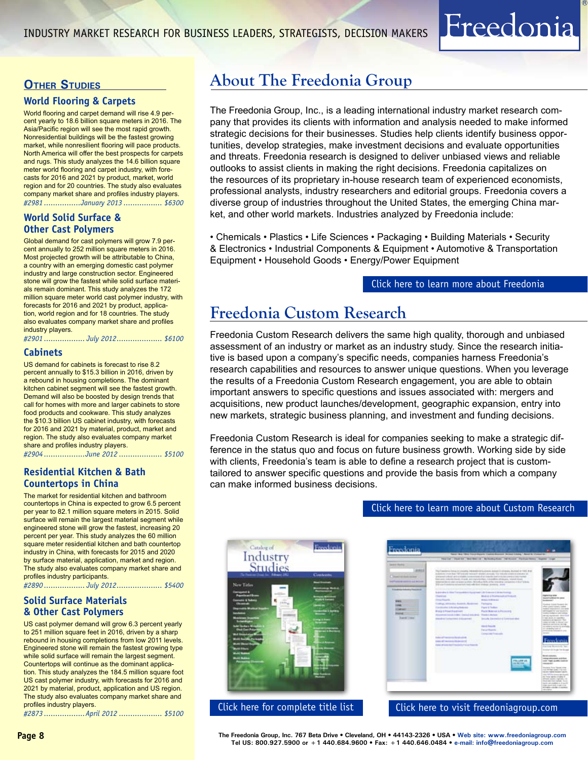## Other Studies

### World Flooring & Carpets

World flooring and carpet demand will rise 4.9 percent yearly to 18.6 billion square meters in 2016. The Asia/Pacific region will see the most rapid growth. Nonresidential buildings will be the fastest growing market, while nonresilient flooring will pace products. North America will offer the best prospects for carpets and rugs. This study analyzes the 14.6 billion square meter world flooring and carpet industry, with forecasts for 2016 and 2021 by product, market, world region and for 20 countries. The study also evaluates company market share and profiles industry players.

*#2981 ................January 2013 ................. $6300*

### World Solid Surface & Other Cast Polymers

Global demand for cast polymers will grow 7.9 percent annually to 252 million square meters in 2016. Most projected growth will be attributable to China, a country with an emerging domestic cast polymer industry and large construction sector. Engineered stone will grow the fastest while solid surface materials remain dominant. This study analyzes the 172 million square meter world cast polymer industry, with forecasts for 2016 and 2021 by product, application, world region and for 18 countries. The study also evaluates company market share and profiles industry players.

*#2901 .................. July 2012.................... $6100*

### Cabinets

US demand for cabinets is forecast to rise 8.2 percent annually to $15.3 billion in 2016, driven by a rebound in housing completions. The dominant kitchen cabinet segment will see the fastest growth. Demand will also be boosted by design trends that call for homes with more and larger cabinets to store food products and cookware. This study analyzes the $10.3 billion US cabinet industry, with forecasts for 2016 and 2021 by material, product, market and region. The study also evaluates company market share and profiles industry players.

*#2904 ..................June 2012 ................... $5100*

### Residential Kitchen & Bath Countertops in China

The market for residential kitchen and bathroom countertops in China is expected to grow 6.5 percent per year to 82.1 million square meters in 2015. Solid surface will remain the largest material segment while engineered stone will grow the fastest, increasing 20 percent per year. This study analyzes the 60 million square meter residential kitchen and bath countertop industry in China, with forecasts for 2015 and 2020 by surface material, application, market and region. The study also evaluates company market share and profiles industry participants.

*#2890 .................. July 2012.................... $5400*

### Solid Surface Materials & Other Cast Polymers

US cast polymer demand will grow 6.3 percent yearly to 251 million square feet in 2016, driven by a sharp rebound in housing completions from low 2011 levels. Engineered stone will remain the fastest growing type while solid surface will remain the largest segment. Countertops will continue as the dominant application. This study analyzes the 184.5 million square foot US cast polymer industry, with forecasts for 2016 and 2021 by material, product, application and US region. The study also evaluates company market share and profiles industry players.

*#2873 ..................April 2012 ................... $5100*

## About The Freedonia Group

The Freedonia Group, Inc., is a leading international industry market research company that provides its clients with information and analysis needed to make informed strategic decisions for their businesses. Studies help clients identify business opportunities, develop strategies, make investment decisions and evaluate opportunities and threats. Freedonia research is designed to deliver unbiased views and reliable outlooks to assist clients in making the right decisions. Freedonia capitalizes on the resources of its proprietary in-house research team of experienced economists, professional analysts, industry researchers and editorial groups. Freedonia covers a diverse group of industries throughout the United States, the emerging China market, and other world markets. Industries analyzed by Freedonia include:

• Chemicals • Plastics • Life Sciences • Packaging • Building Materials • Security & Electronics • Industrial Components & Equipment • Automotive & Transportation Equipment • Household Goods • Energy/Power Equipment

Click here to learn more about Freedonia

## Freedonia Custom Research

Freedonia Custom Research delivers the same high quality, thorough and unbiased assessment of an industry or market as an industry study. Since the research initiative is based upon a company's specific needs, companies harness Freedonia's research capabilities and resources to answer unique questions. When you leverage the results of a Freedonia Custom Research engagement, you are able to obtain important answers to specific questions and issues associated with: mergers and acquisitions, new product launches/development, geographic expansion, entry into new markets, strategic business planning, and investment and funding decisions.

Freedonia Custom Research is ideal for companies seeking to make a strategic difference in the status quo and focus on future business growth. Working side by side with clients, Freedonia's team is able to define a research project that is custom-tailored to answer specific questions and provide the basis from which a company can make informed business decisions.

Click here to learn more about Custom Research

Click here for complete title list

Click here to visit freedoniagroup.com

The Freedonia Group, Inc. 767 Beta Drive • Cleveland, OH • 44143-2326 • USA • Web site: www.freedoniagroup.com
Tel US: 800.927.5900 or +1 440.684.9600 • Fax: +1 440.646.0484 • e-mail: info@freedoniagroup.com